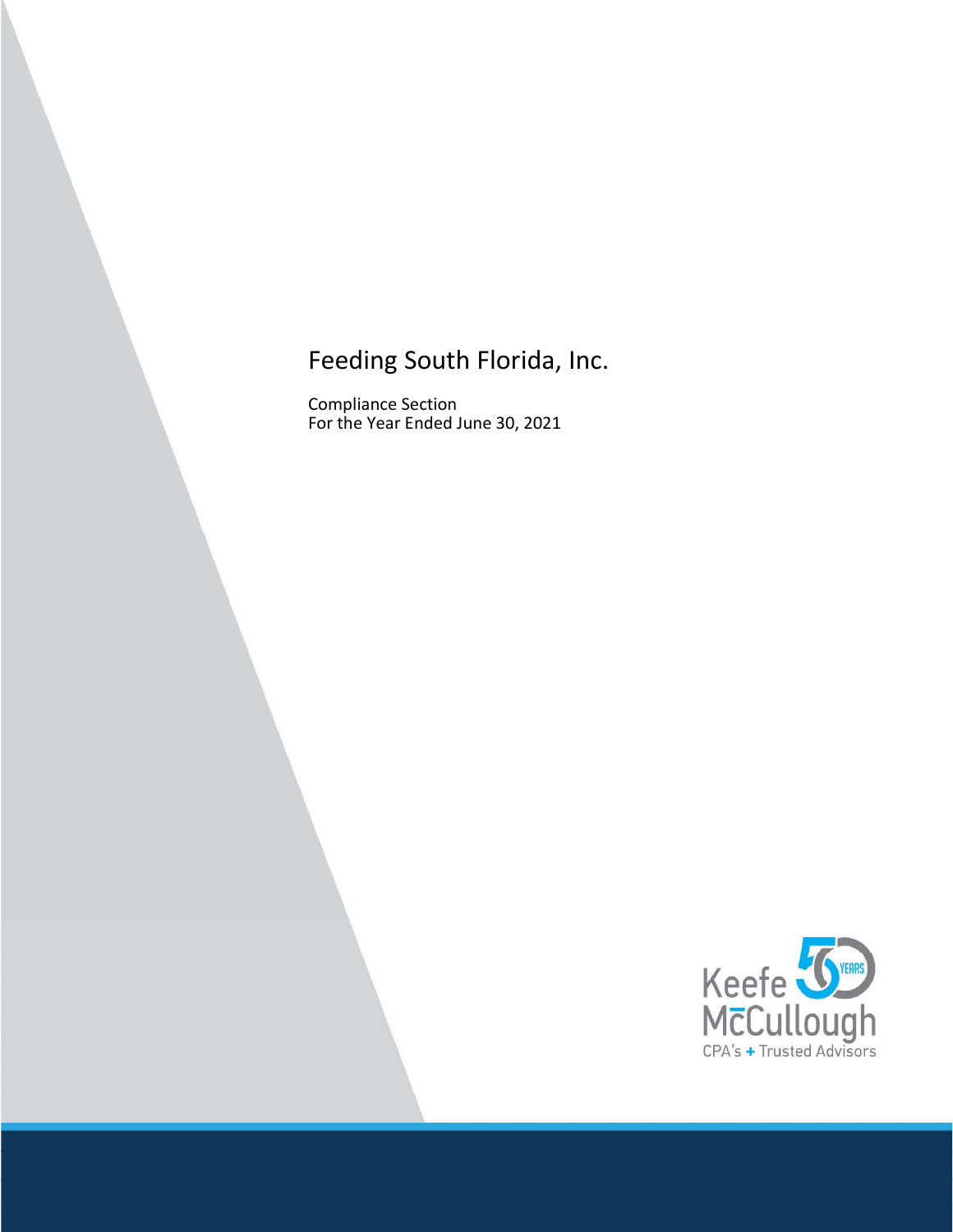# Feeding South Florida, Inc.

Compliance Section
For the Year Ended June 30, 2021

Keefe McCullough
CPA's + Trusted Advisors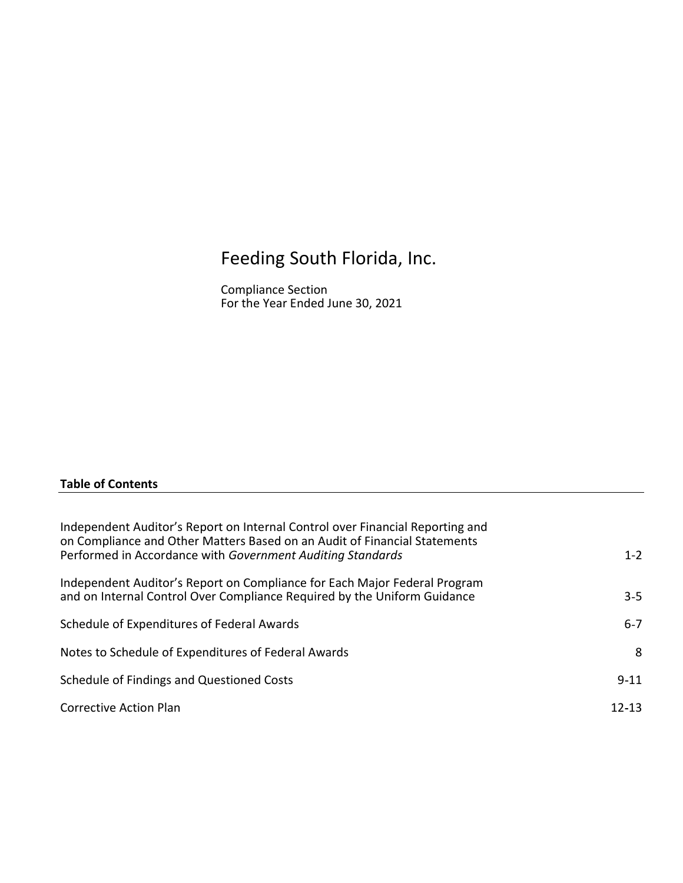# Feeding South Florida, Inc.

Compliance Section
For the Year Ended June 30, 2021

**Table of Contents**

| | |
|---|---|
| Independent Auditor's Report on Internal Control over Financial Reporting and on Compliance and Other Matters Based on an Audit of Financial Statements Performed in Accordance with *Government Auditing Standards* | 1-2 |
| Independent Auditor's Report on Compliance for Each Major Federal Program and on Internal Control Over Compliance Required by the Uniform Guidance | 3-5 |
| Schedule of Expenditures of Federal Awards | 6-7 |
| Notes to Schedule of Expenditures of Federal Awards | 8 |
| Schedule of Findings and Questioned Costs | 9-11 |
| Corrective Action Plan | 12-13 |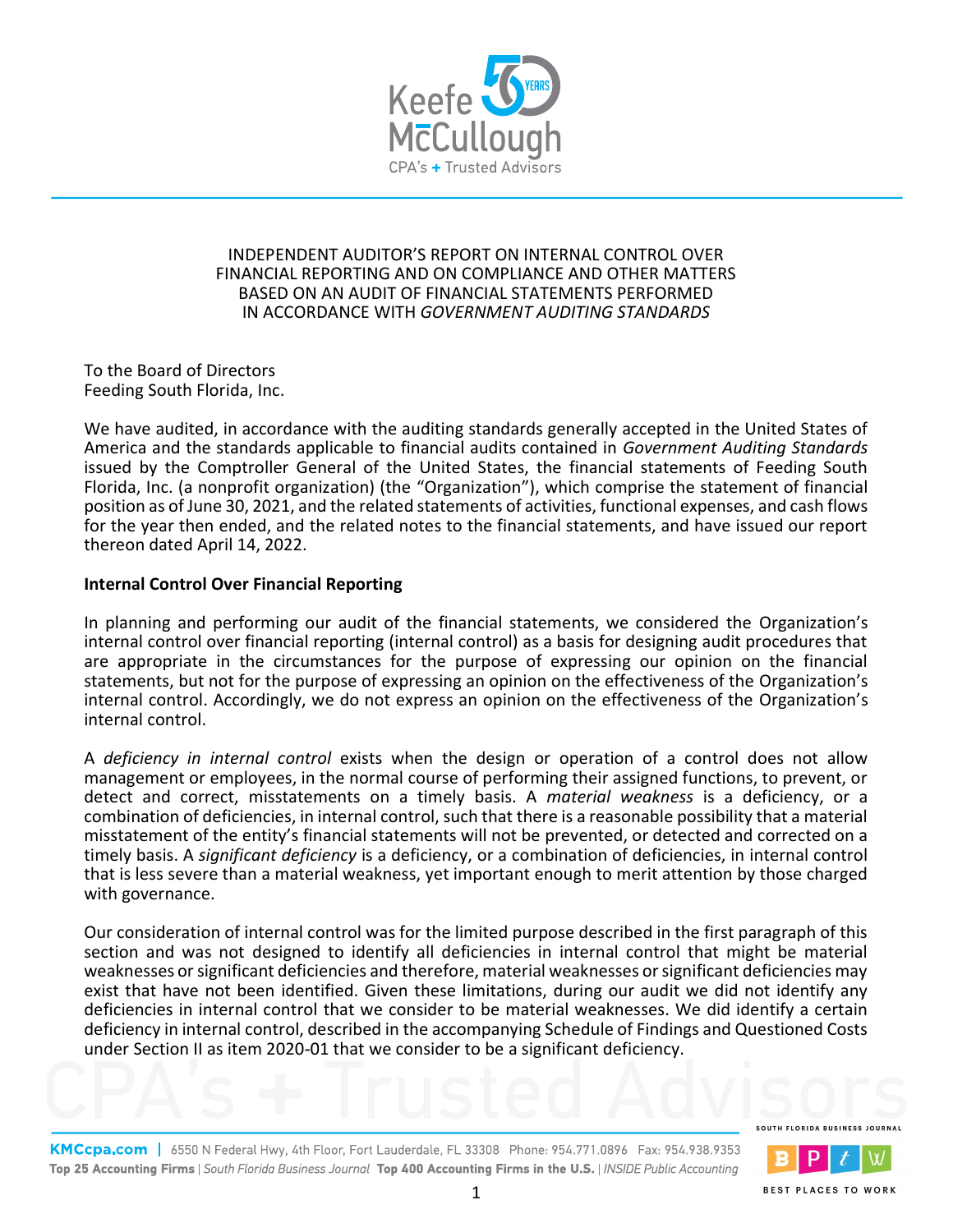# INDEPENDENT AUDITOR'S REPORT ON INTERNAL CONTROL OVER FINANCIAL REPORTING AND ON COMPLIANCE AND OTHER MATTERS BASED ON AN AUDIT OF FINANCIAL STATEMENTS PERFORMED IN ACCORDANCE WITH *GOVERNMENT AUDITING STANDARDS*

To the Board of Directors
Feeding South Florida, Inc.

We have audited, in accordance with the auditing standards generally accepted in the United States of America and the standards applicable to financial audits contained in *Government Auditing Standards* issued by the Comptroller General of the United States, the financial statements of Feeding South Florida, Inc. (a nonprofit organization) (the "Organization"), which comprise the statement of financial position as of June 30, 2021, and the related statements of activities, functional expenses, and cash flows for the year then ended, and the related notes to the financial statements, and have issued our report thereon dated April 14, 2022.

**Internal Control Over Financial Reporting**

In planning and performing our audit of the financial statements, we considered the Organization's internal control over financial reporting (internal control) as a basis for designing audit procedures that are appropriate in the circumstances for the purpose of expressing our opinion on the financial statements, but not for the purpose of expressing an opinion on the effectiveness of the Organization's internal control. Accordingly, we do not express an opinion on the effectiveness of the Organization's internal control.

A *deficiency in internal control* exists when the design or operation of a control does not allow management or employees, in the normal course of performing their assigned functions, to prevent, or detect and correct, misstatements on a timely basis. A *material weakness* is a deficiency, or a combination of deficiencies, in internal control, such that there is a reasonable possibility that a material misstatement of the entity's financial statements will not be prevented, or detected and corrected on a timely basis. A *significant deficiency* is a deficiency, or a combination of deficiencies, in internal control that is less severe than a material weakness, yet important enough to merit attention by those charged with governance.

Our consideration of internal control was for the limited purpose described in the first paragraph of this section and was not designed to identify all deficiencies in internal control that might be material weaknesses or significant deficiencies and therefore, material weaknesses or significant deficiencies may exist that have not been identified. Given these limitations, during our audit we did not identify any deficiencies in internal control that we consider to be material weaknesses. We did identify a certain deficiency in internal control, described in the accompanying Schedule of Findings and Questioned Costs under Section II as item 2020-01 that we consider to be a significant deficiency.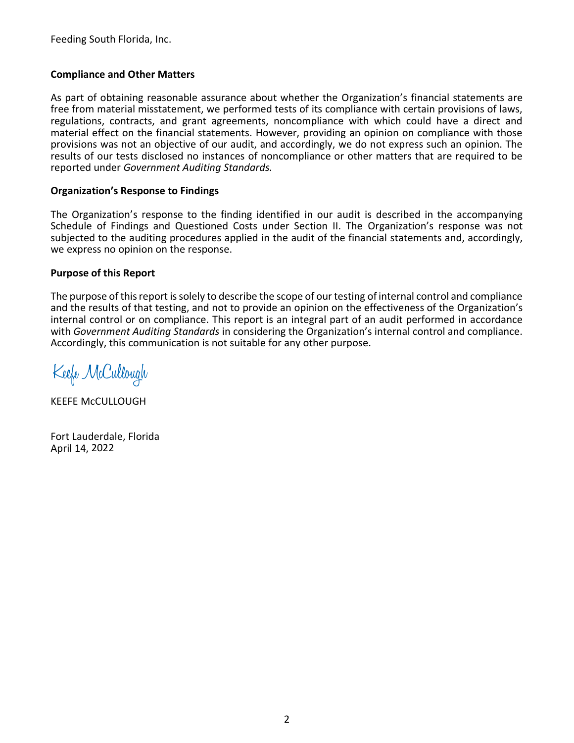Feeding South Florida, Inc.

**Compliance and Other Matters**

As part of obtaining reasonable assurance about whether the Organization's financial statements are free from material misstatement, we performed tests of its compliance with certain provisions of laws, regulations, contracts, and grant agreements, noncompliance with which could have a direct and material effect on the financial statements. However, providing an opinion on compliance with those provisions was not an objective of our audit, and accordingly, we do not express such an opinion. The results of our tests disclosed no instances of noncompliance or other matters that are required to be reported under *Government Auditing Standards.*

**Organization's Response to Findings**

The Organization's response to the finding identified in our audit is described in the accompanying Schedule of Findings and Questioned Costs under Section II. The Organization's response was not subjected to the auditing procedures applied in the audit of the financial statements and, accordingly, we express no opinion on the response.

**Purpose of this Report**

The purpose of this report is solely to describe the scope of our testing of internal control and compliance and the results of that testing, and not to provide an opinion on the effectiveness of the Organization's internal control or on compliance. This report is an integral part of an audit performed in accordance with *Government Auditing Standards* in considering the Organization's internal control and compliance. Accordingly, this communication is not suitable for any other purpose.

Keefe McCullough

KEEFE McCULLOUGH

Fort Lauderdale, Florida
April 14, 2022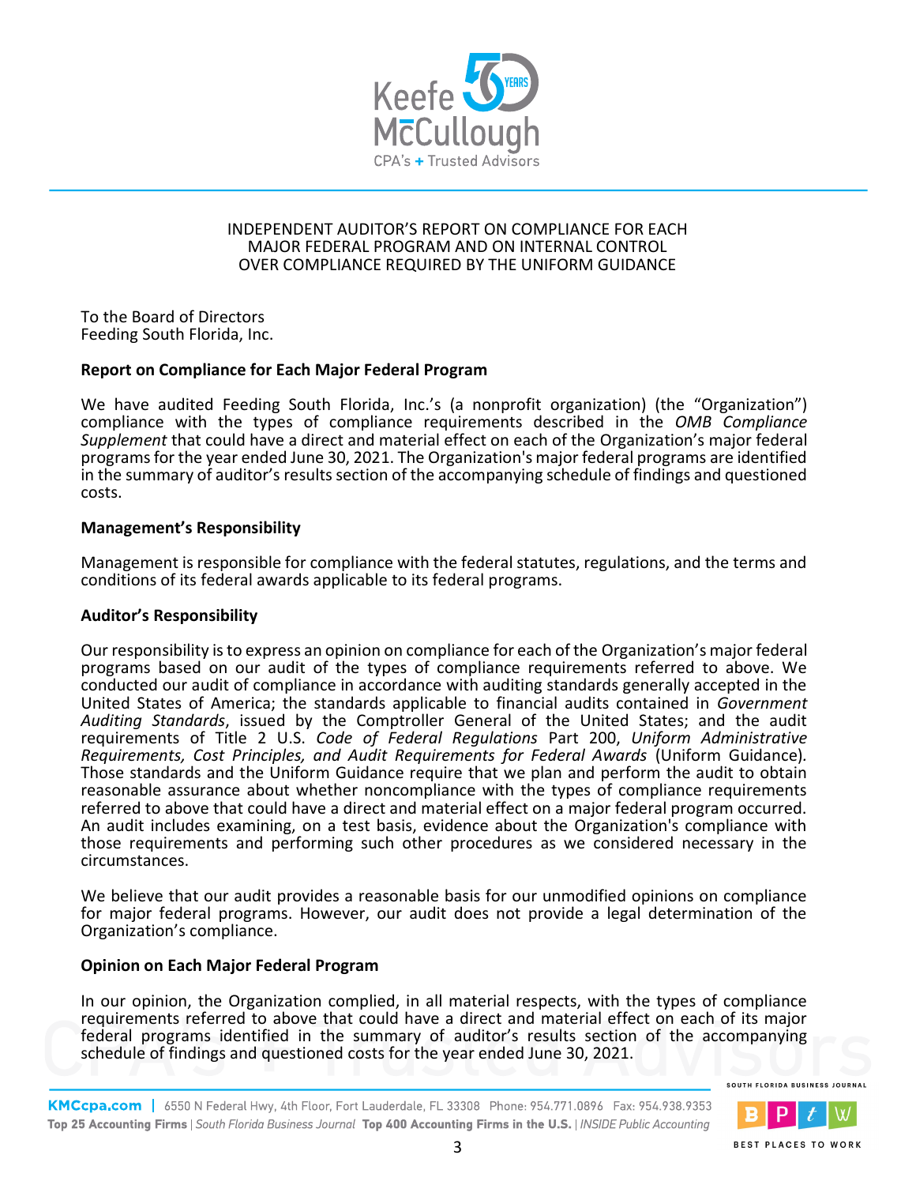# INDEPENDENT AUDITOR'S REPORT ON COMPLIANCE FOR EACH MAJOR FEDERAL PROGRAM AND ON INTERNAL CONTROL OVER COMPLIANCE REQUIRED BY THE UNIFORM GUIDANCE

To the Board of Directors
Feeding South Florida, Inc.

**Report on Compliance for Each Major Federal Program**

We have audited Feeding South Florida, Inc.'s (a nonprofit organization) (the "Organization") compliance with the types of compliance requirements described in the *OMB Compliance Supplement* that could have a direct and material effect on each of the Organization's major federal programs for the year ended June 30, 2021. The Organization's major federal programs are identified in the summary of auditor's results section of the accompanying schedule of findings and questioned costs.

**Management's Responsibility**

Management is responsible for compliance with the federal statutes, regulations, and the terms and conditions of its federal awards applicable to its federal programs.

**Auditor's Responsibility**

Our responsibility is to express an opinion on compliance for each of the Organization's major federal programs based on our audit of the types of compliance requirements referred to above. We conducted our audit of compliance in accordance with auditing standards generally accepted in the United States of America; the standards applicable to financial audits contained in *Government Auditing Standards*, issued by the Comptroller General of the United States; and the audit requirements of Title 2 U.S. *Code of Federal Regulations* Part 200, *Uniform Administrative Requirements, Cost Principles, and Audit Requirements for Federal Awards* (Uniform Guidance). Those standards and the Uniform Guidance require that we plan and perform the audit to obtain reasonable assurance about whether noncompliance with the types of compliance requirements referred to above that could have a direct and material effect on a major federal program occurred. An audit includes examining, on a test basis, evidence about the Organization's compliance with those requirements and performing such other procedures as we considered necessary in the circumstances.

We believe that our audit provides a reasonable basis for our unmodified opinions on compliance for major federal programs. However, our audit does not provide a legal determination of the Organization's compliance.

**Opinion on Each Major Federal Program**

In our opinion, the Organization complied, in all material respects, with the types of compliance requirements referred to above that could have a direct and material effect on each of its major federal programs identified in the summary of auditor's results section of the accompanying schedule of findings and questioned costs for the year ended June 30, 2021.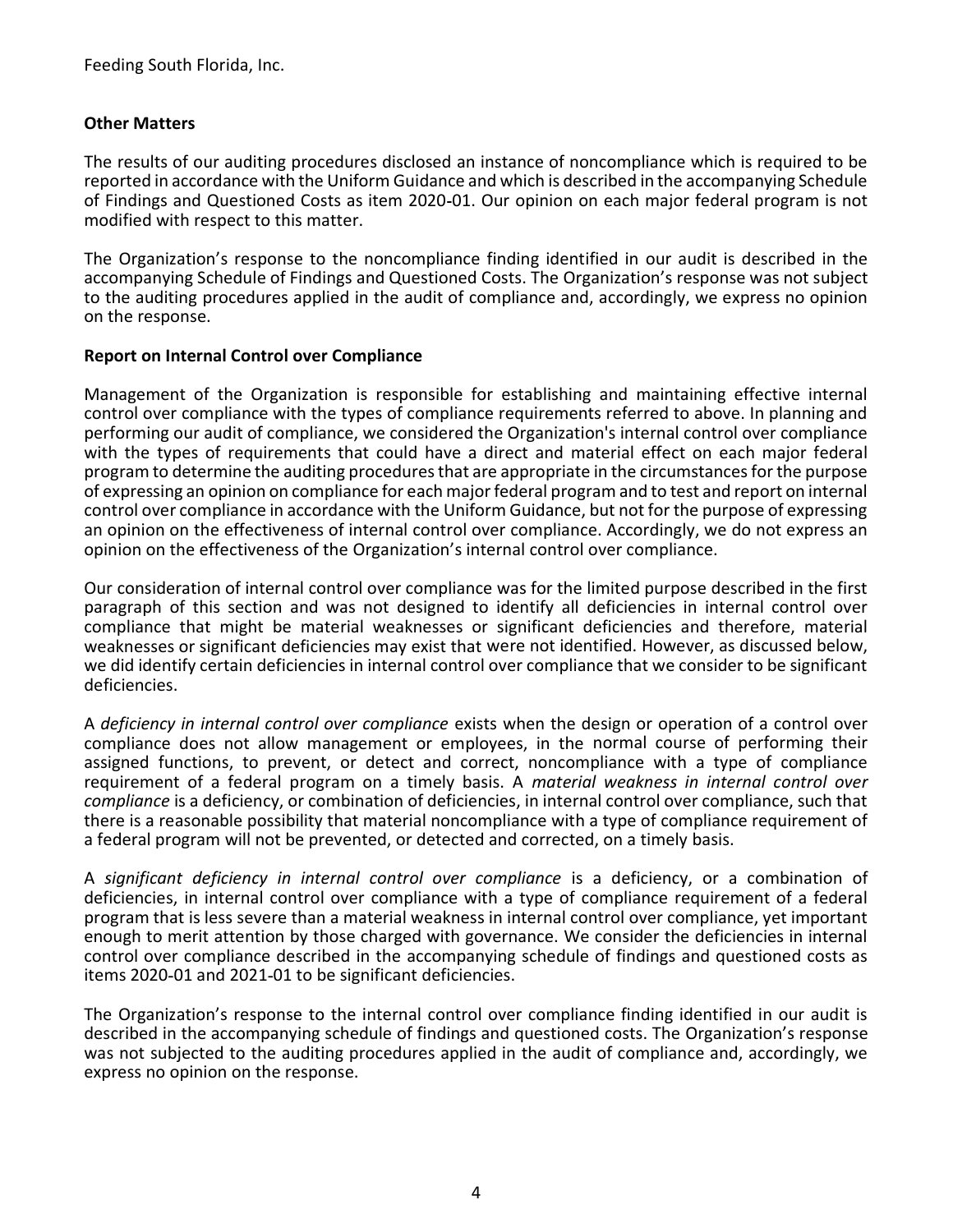Feeding South Florida, Inc.

**Other Matters**

The results of our auditing procedures disclosed an instance of noncompliance which is required to be reported in accordance with the Uniform Guidance and which is described in the accompanying Schedule of Findings and Questioned Costs as item 2020-01. Our opinion on each major federal program is not modified with respect to this matter.

The Organization's response to the noncompliance finding identified in our audit is described in the accompanying Schedule of Findings and Questioned Costs. The Organization's response was not subject to the auditing procedures applied in the audit of compliance and, accordingly, we express no opinion on the response.

**Report on Internal Control over Compliance**

Management of the Organization is responsible for establishing and maintaining effective internal control over compliance with the types of compliance requirements referred to above. In planning and performing our audit of compliance, we considered the Organization's internal control over compliance with the types of requirements that could have a direct and material effect on each major federal program to determine the auditing procedures that are appropriate in the circumstances for the purpose of expressing an opinion on compliance for each major federal program and to test and report on internal control over compliance in accordance with the Uniform Guidance, but not for the purpose of expressing an opinion on the effectiveness of internal control over compliance. Accordingly, we do not express an opinion on the effectiveness of the Organization's internal control over compliance.

Our consideration of internal control over compliance was for the limited purpose described in the first paragraph of this section and was not designed to identify all deficiencies in internal control over compliance that might be material weaknesses or significant deficiencies and therefore, material weaknesses or significant deficiencies may exist that were not identified. However, as discussed below, we did identify certain deficiencies in internal control over compliance that we consider to be significant deficiencies.

A *deficiency in internal control over compliance* exists when the design or operation of a control over compliance does not allow management or employees, in the normal course of performing their assigned functions, to prevent, or detect and correct, noncompliance with a type of compliance requirement of a federal program on a timely basis. A *material weakness in internal control over compliance* is a deficiency, or combination of deficiencies, in internal control over compliance, such that there is a reasonable possibility that material noncompliance with a type of compliance requirement of a federal program will not be prevented, or detected and corrected, on a timely basis.

A *significant deficiency in internal control over compliance* is a deficiency, or a combination of deficiencies, in internal control over compliance with a type of compliance requirement of a federal program that is less severe than a material weakness in internal control over compliance, yet important enough to merit attention by those charged with governance. We consider the deficiencies in internal control over compliance described in the accompanying schedule of findings and questioned costs as items 2020-01 and 2021-01 to be significant deficiencies.

The Organization's response to the internal control over compliance finding identified in our audit is described in the accompanying schedule of findings and questioned costs. The Organization's response was not subjected to the auditing procedures applied in the audit of compliance and, accordingly, we express no opinion on the response.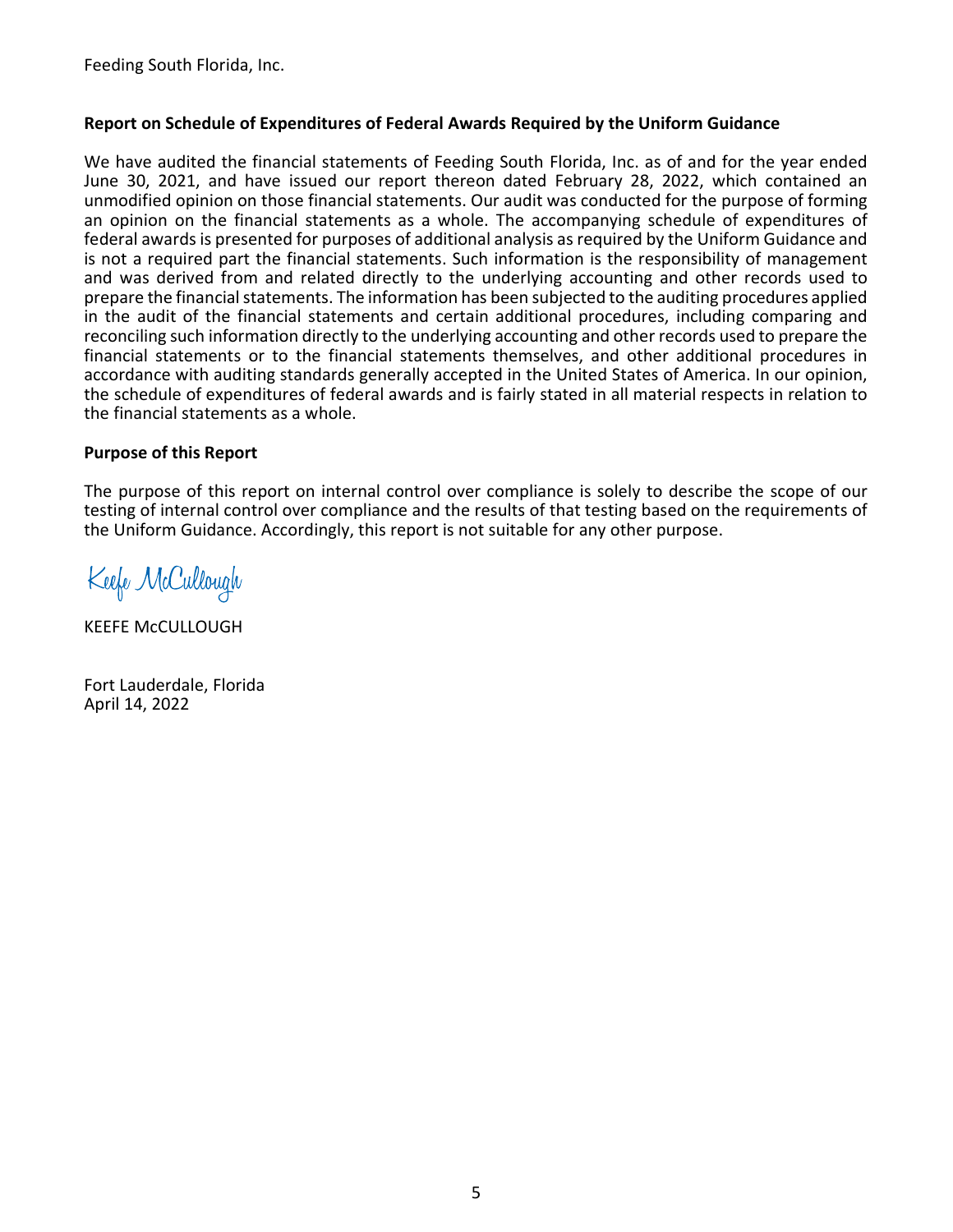Feeding South Florida, Inc.

**Report on Schedule of Expenditures of Federal Awards Required by the Uniform Guidance**

We have audited the financial statements of Feeding South Florida, Inc. as of and for the year ended June 30, 2021, and have issued our report thereon dated February 28, 2022, which contained an unmodified opinion on those financial statements. Our audit was conducted for the purpose of forming an opinion on the financial statements as a whole. The accompanying schedule of expenditures of federal awards is presented for purposes of additional analysis as required by the Uniform Guidance and is not a required part the financial statements. Such information is the responsibility of management and was derived from and related directly to the underlying accounting and other records used to prepare the financial statements. The information has been subjected to the auditing procedures applied in the audit of the financial statements and certain additional procedures, including comparing and reconciling such information directly to the underlying accounting and other records used to prepare the financial statements or to the financial statements themselves, and other additional procedures in accordance with auditing standards generally accepted in the United States of America. In our opinion, the schedule of expenditures of federal awards and is fairly stated in all material respects in relation to the financial statements as a whole.

**Purpose of this Report**

The purpose of this report on internal control over compliance is solely to describe the scope of our testing of internal control over compliance and the results of that testing based on the requirements of the Uniform Guidance. Accordingly, this report is not suitable for any other purpose.

Keefe McCullough

KEEFE McCULLOUGH

Fort Lauderdale, Florida
April 14, 2022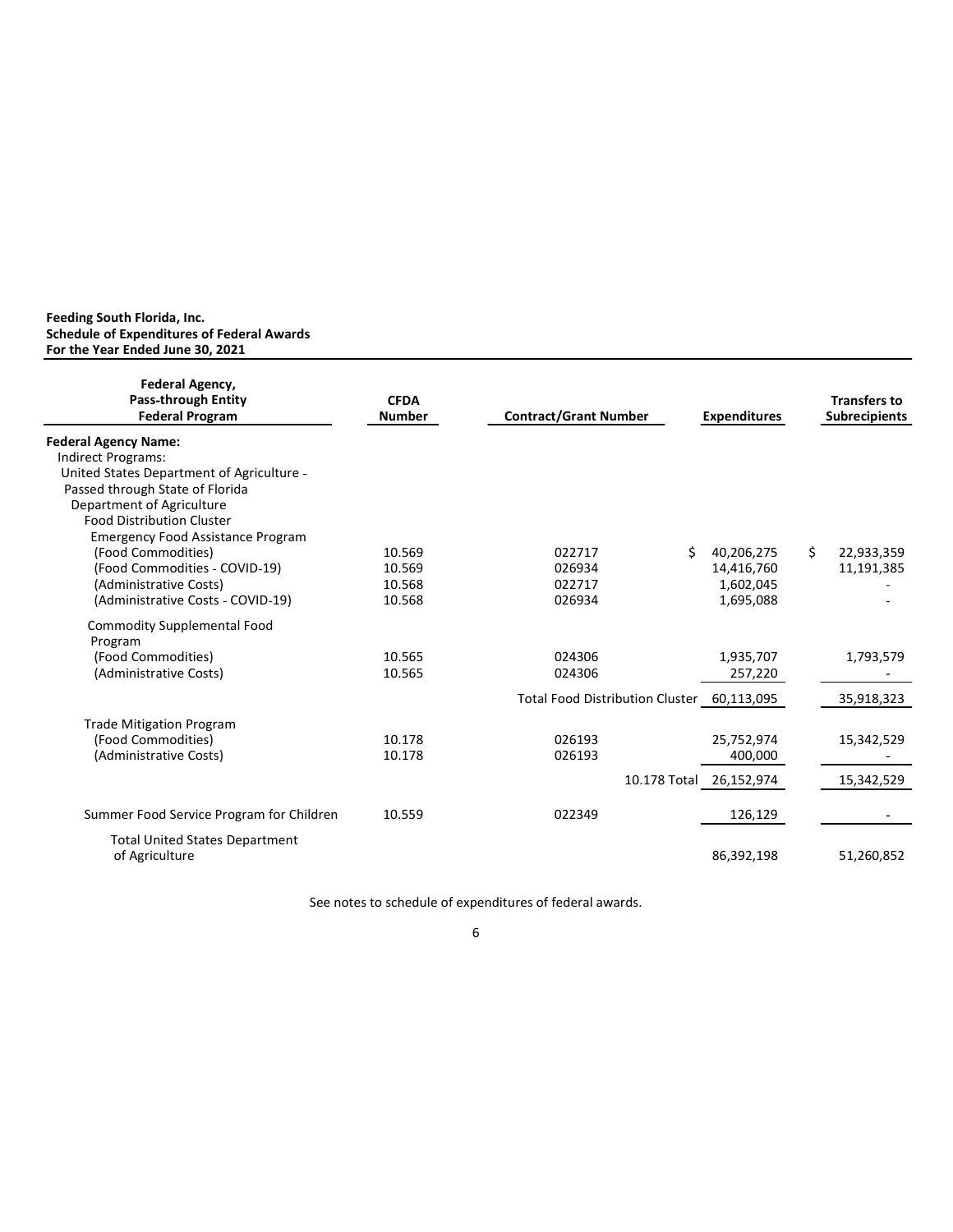**Feeding South Florida, Inc.**
**Schedule of Expenditures of Federal Awards**
**For the Year Ended June 30, 2021**

| Federal Agency, Pass-through Entity Federal Program | CFDA Number | Contract/Grant Number | Expenditures | Transfers to Subrecipients |
|---|---|---|---|---|
| **Federal Agency Name:** | | | | |
| Indirect Programs: | | | | |
| United States Department of Agriculture - Passed through State of Florida Department of Agriculture | | | | |
| Food Distribution Cluster | | | | |
| Emergency Food Assistance Program | | | | |
| (Food Commodities) | 10.569 | 022717 | $ 40,206,275 | $ 22,933,359 |
| (Food Commodities - COVID-19) | 10.569 | 026934 | 14,416,760 | 11,191,385 |
| (Administrative Costs) | 10.568 | 022717 | 1,602,045 | - |
| (Administrative Costs - COVID-19) | 10.568 | 026934 | 1,695,088 | - |
| Commodity Supplemental Food Program | | | | |
| (Food Commodities) | 10.565 | 024306 | 1,935,707 | 1,793,579 |
| (Administrative Costs) | 10.565 | 024306 | 257,220 | - |
| | | Total Food Distribution Cluster | 60,113,095 | 35,918,323 |
| Trade Mitigation Program | | | | |
| (Food Commodities) | 10.178 | 026193 | 25,752,974 | 15,342,529 |
| (Administrative Costs) | 10.178 | 026193 | 400,000 | - |
| | | 10.178 Total | 26,152,974 | 15,342,529 |
| Summer Food Service Program for Children | 10.559 | 022349 | 126,129 | - |
| Total United States Department of Agriculture | | | 86,392,198 | 51,260,852 |

See notes to schedule of expenditures of federal awards.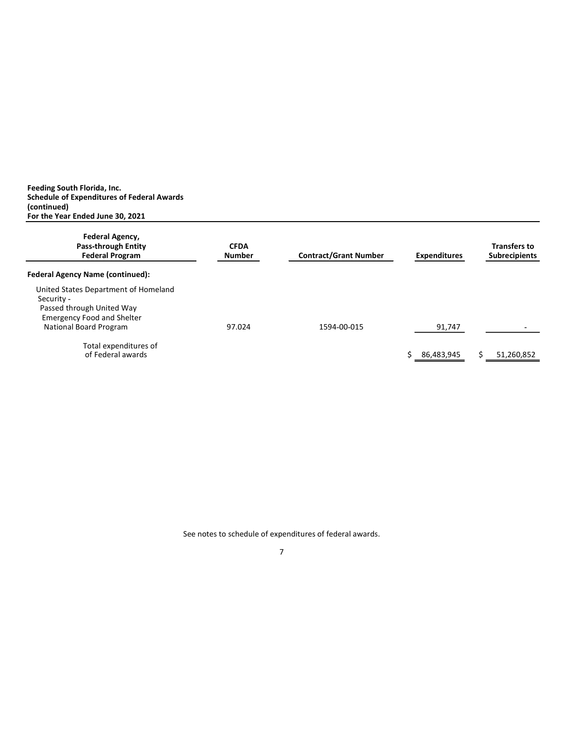**Feeding South Florida, Inc.**
**Schedule of Expenditures of Federal Awards (continued)**
**For the Year Ended June 30, 2021**

| Federal Agency, Pass-through Entity Federal Program | CFDA Number | Contract/Grant Number | Expenditures | Transfers to Subrecipients |
|---|---|---|---|---|
| **Federal Agency Name (continued):** | | | | |
| United States Department of Homeland Security - Passed through United Way Emergency Food and Shelter National Board Program | 97.024 | 1594-00-015 | 91,747 | - |
| Total expenditures of of Federal awards | | | $ 86,483,945 | $ 51,260,852 |

See notes to schedule of expenditures of federal awards.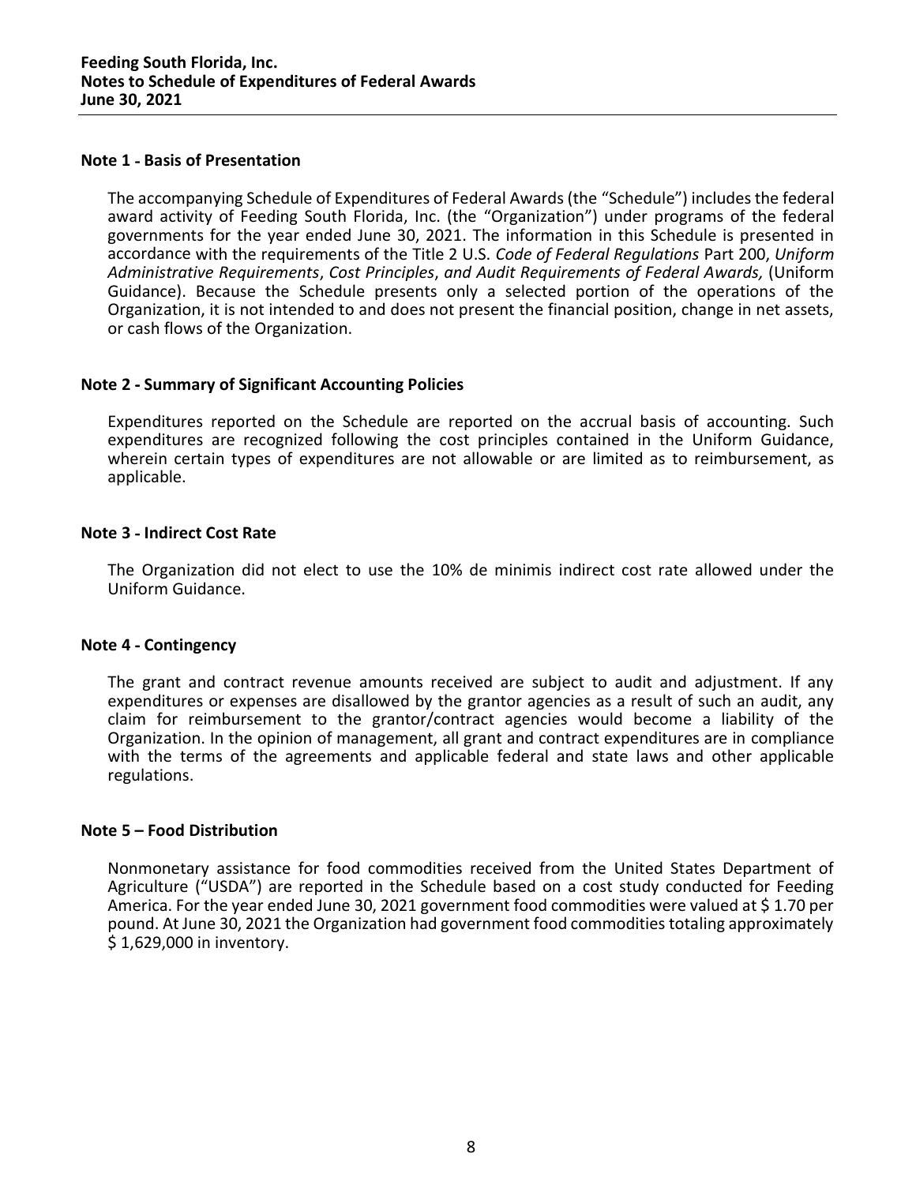**Feeding South Florida, Inc.**
**Notes to Schedule of Expenditures of Federal Awards**
**June 30, 2021**

## Note 1 - Basis of Presentation

The accompanying Schedule of Expenditures of Federal Awards (the "Schedule") includes the federal award activity of Feeding South Florida, Inc. (the "Organization") under programs of the federal governments for the year ended June 30, 2021. The information in this Schedule is presented in accordance with the requirements of the Title 2 U.S. *Code of Federal Regulations* Part 200, *Uniform Administrative Requirements*, *Cost Principles*, *and Audit Requirements of Federal Awards,* (Uniform Guidance). Because the Schedule presents only a selected portion of the operations of the Organization, it is not intended to and does not present the financial position, change in net assets, or cash flows of the Organization.

## Note 2 - Summary of Significant Accounting Policies

Expenditures reported on the Schedule are reported on the accrual basis of accounting. Such expenditures are recognized following the cost principles contained in the Uniform Guidance, wherein certain types of expenditures are not allowable or are limited as to reimbursement, as applicable.

## Note 3 - Indirect Cost Rate

The Organization did not elect to use the 10% de minimis indirect cost rate allowed under the Uniform Guidance.

## Note 4 - Contingency

The grant and contract revenue amounts received are subject to audit and adjustment. If any expenditures or expenses are disallowed by the grantor agencies as a result of such an audit, any claim for reimbursement to the grantor/contract agencies would become a liability of the Organization. In the opinion of management, all grant and contract expenditures are in compliance with the terms of the agreements and applicable federal and state laws and other applicable regulations.

## Note 5 – Food Distribution

Nonmonetary assistance for food commodities received from the United States Department of Agriculture ("USDA") are reported in the Schedule based on a cost study conducted for Feeding America. For the year ended June 30, 2021 government food commodities were valued at \$ 1.70 per pound. At June 30, 2021 the Organization had government food commodities totaling approximately \$ 1,629,000 in inventory.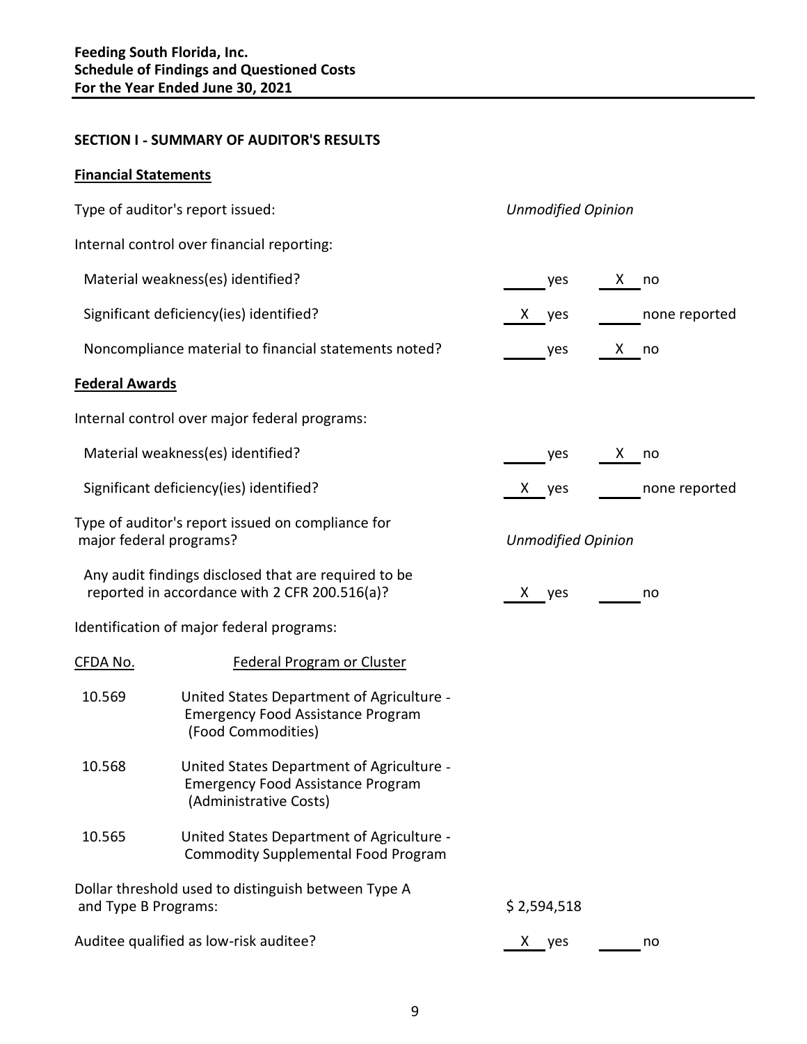**Feeding South Florida, Inc.**
**Schedule of Findings and Questioned Costs**
**For the Year Ended June 30, 2021**

## SECTION I - SUMMARY OF AUDITOR'S RESULTS

### Financial Statements

| | | |
|---|---|---|
| Type of auditor's report issued: | *Unmodified Opinion* | |
| Internal control over financial reporting: | | |
| Material weakness(es) identified? | ___ yes | X no |
| Significant deficiency(ies) identified? | X yes | ___ none reported |
| Noncompliance material to financial statements noted? | ___ yes | X no |

### Federal Awards

| | | |
|---|---|---|
| Internal control over major federal programs: | | |
| Material weakness(es) identified? | ___ yes | X no |
| Significant deficiency(ies) identified? | X yes | ___ none reported |
| Type of auditor's report issued on compliance for major federal programs? | *Unmodified Opinion* | |
| Any audit findings disclosed that are required to be reported in accordance with 2 CFR 200.516(a)? | X yes | ___ no |

Identification of major federal programs:

| CFDA No. | Federal Program or Cluster |
|---|---|
| 10.569 | United States Department of Agriculture - Emergency Food Assistance Program (Food Commodities) |
| 10.568 | United States Department of Agriculture - Emergency Food Assistance Program (Administrative Costs) |
| 10.565 | United States Department of Agriculture - Commodity Supplemental Food Program |

| | | |
|---|---|---|
| Dollar threshold used to distinguish between Type A and Type B Programs: | $ 2,594,518 | |
| Auditee qualified as low-risk auditee? | X yes | ___ no |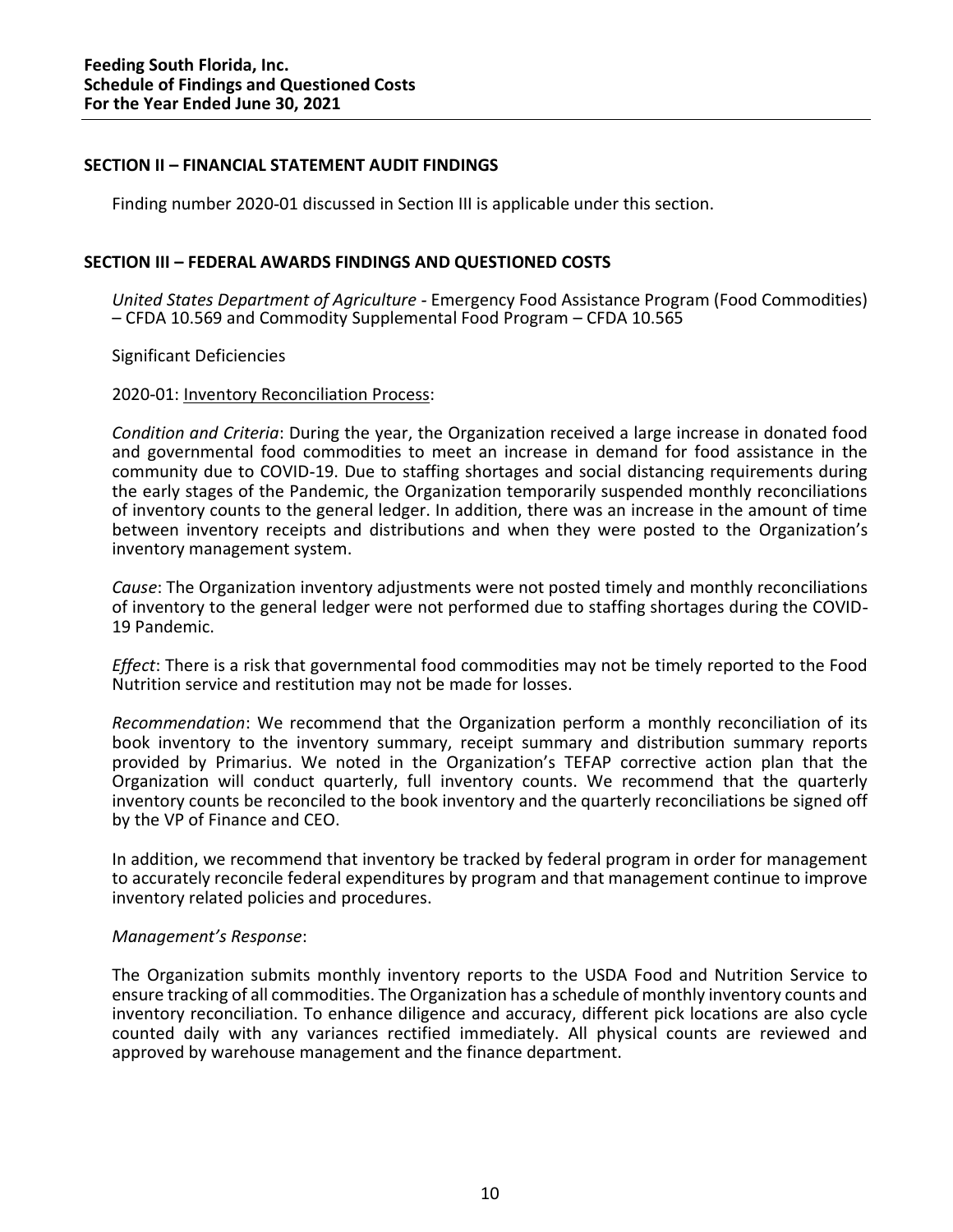## SECTION II – FINANCIAL STATEMENT AUDIT FINDINGS

Finding number 2020-01 discussed in Section III is applicable under this section.

## SECTION III – FEDERAL AWARDS FINDINGS AND QUESTIONED COSTS

*United States Department of Agriculture* - Emergency Food Assistance Program (Food Commodities) – CFDA 10.569 and Commodity Supplemental Food Program – CFDA 10.565

Significant Deficiencies

2020-01: Inventory Reconciliation Process:

*Condition and Criteria*: During the year, the Organization received a large increase in donated food and governmental food commodities to meet an increase in demand for food assistance in the community due to COVID-19. Due to staffing shortages and social distancing requirements during the early stages of the Pandemic, the Organization temporarily suspended monthly reconciliations of inventory counts to the general ledger. In addition, there was an increase in the amount of time between inventory receipts and distributions and when they were posted to the Organization's inventory management system.

*Cause*: The Organization inventory adjustments were not posted timely and monthly reconciliations of inventory to the general ledger were not performed due to staffing shortages during the COVID-19 Pandemic.

*Effect*: There is a risk that governmental food commodities may not be timely reported to the Food Nutrition service and restitution may not be made for losses.

*Recommendation*: We recommend that the Organization perform a monthly reconciliation of its book inventory to the inventory summary, receipt summary and distribution summary reports provided by Primarius. We noted in the Organization's TEFAP corrective action plan that the Organization will conduct quarterly, full inventory counts. We recommend that the quarterly inventory counts be reconciled to the book inventory and the quarterly reconciliations be signed off by the VP of Finance and CEO.

In addition, we recommend that inventory be tracked by federal program in order for management to accurately reconcile federal expenditures by program and that management continue to improve inventory related policies and procedures.

*Management's Response*:

The Organization submits monthly inventory reports to the USDA Food and Nutrition Service to ensure tracking of all commodities. The Organization has a schedule of monthly inventory counts and inventory reconciliation. To enhance diligence and accuracy, different pick locations are also cycle counted daily with any variances rectified immediately. All physical counts are reviewed and approved by warehouse management and the finance department.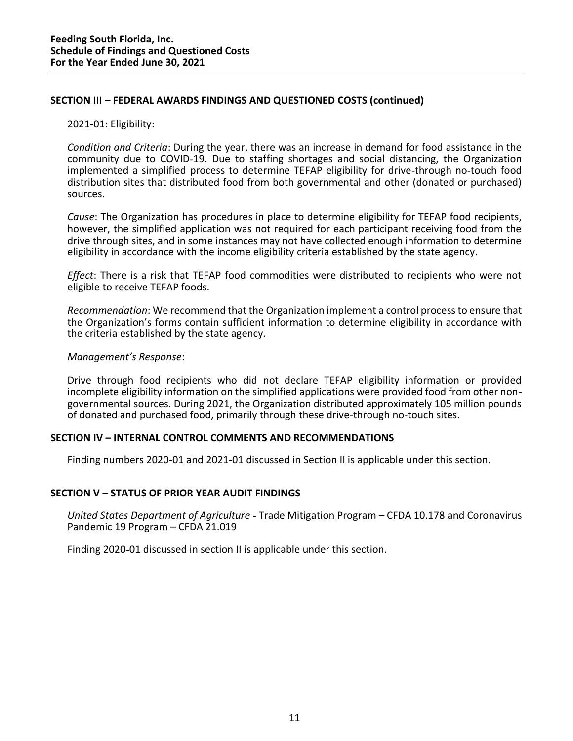**Feeding South Florida, Inc.**
**Schedule of Findings and Questioned Costs**
**For the Year Ended June 30, 2021**

## SECTION III – FEDERAL AWARDS FINDINGS AND QUESTIONED COSTS (continued)

2021-01: Eligibility:

*Condition and Criteria*: During the year, there was an increase in demand for food assistance in the community due to COVID-19. Due to staffing shortages and social distancing, the Organization implemented a simplified process to determine TEFAP eligibility for drive-through no-touch food distribution sites that distributed food from both governmental and other (donated or purchased) sources.

*Cause*: The Organization has procedures in place to determine eligibility for TEFAP food recipients, however, the simplified application was not required for each participant receiving food from the drive through sites, and in some instances may not have collected enough information to determine eligibility in accordance with the income eligibility criteria established by the state agency.

*Effect*: There is a risk that TEFAP food commodities were distributed to recipients who were not eligible to receive TEFAP foods.

*Recommendation*: We recommend that the Organization implement a control process to ensure that the Organization's forms contain sufficient information to determine eligibility in accordance with the criteria established by the state agency.

*Management's Response*:

Drive through food recipients who did not declare TEFAP eligibility information or provided incomplete eligibility information on the simplified applications were provided food from other non-governmental sources. During 2021, the Organization distributed approximately 105 million pounds of donated and purchased food, primarily through these drive-through no-touch sites.

## SECTION IV – INTERNAL CONTROL COMMENTS AND RECOMMENDATIONS

Finding numbers 2020-01 and 2021-01 discussed in Section II is applicable under this section.

## SECTION V – STATUS OF PRIOR YEAR AUDIT FINDINGS

*United States Department of Agriculture* - Trade Mitigation Program – CFDA 10.178 and Coronavirus Pandemic 19 Program – CFDA 21.019

Finding 2020-01 discussed in section II is applicable under this section.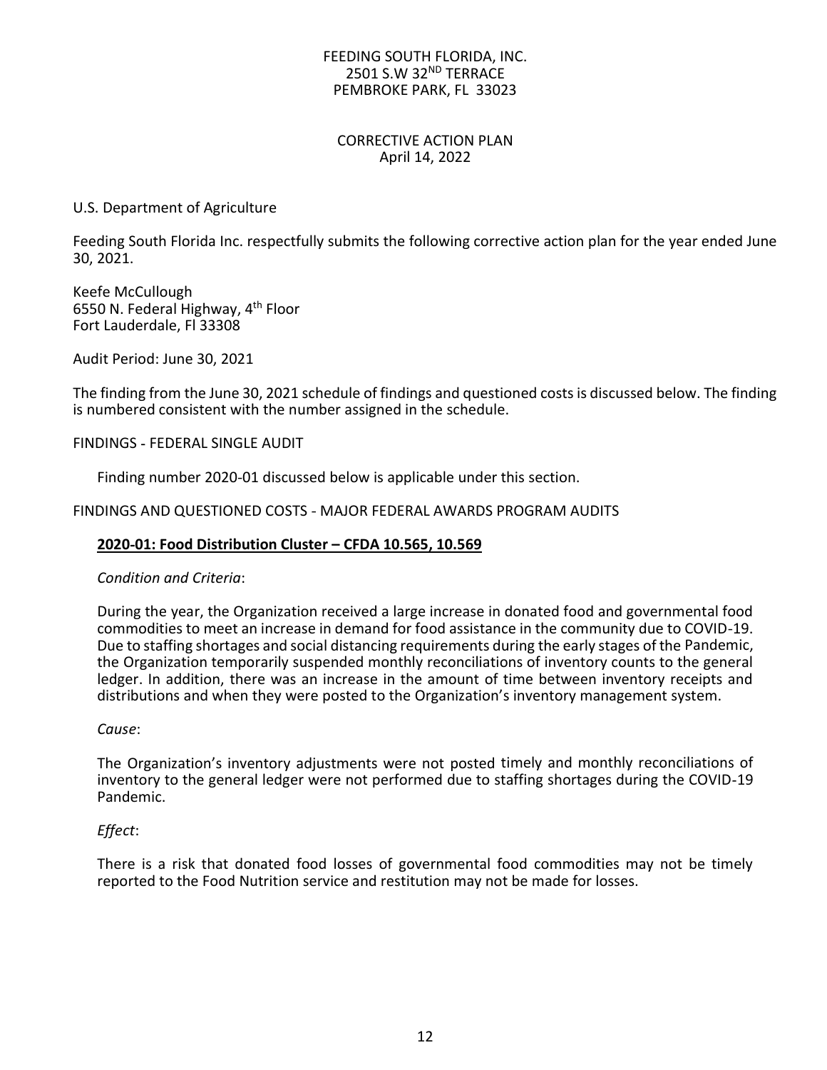FEEDING SOUTH FLORIDA, INC.
2501 S.W 32ND TERRACE
PEMBROKE PARK, FL 33023

CORRECTIVE ACTION PLAN
April 14, 2022

U.S. Department of Agriculture

Feeding South Florida Inc. respectfully submits the following corrective action plan for the year ended June 30, 2021.

Keefe McCullough
6550 N. Federal Highway, 4th Floor
Fort Lauderdale, Fl 33308

Audit Period: June 30, 2021

The finding from the June 30, 2021 schedule of findings and questioned costs is discussed below. The finding is numbered consistent with the number assigned in the schedule.

FINDINGS - FEDERAL SINGLE AUDIT

Finding number 2020-01 discussed below is applicable under this section.

FINDINGS AND QUESTIONED COSTS - MAJOR FEDERAL AWARDS PROGRAM AUDITS

**2020-01: Food Distribution Cluster – CFDA 10.565, 10.569**

*Condition and Criteria*:

During the year, the Organization received a large increase in donated food and governmental food commodities to meet an increase in demand for food assistance in the community due to COVID-19. Due to staffing shortages and social distancing requirements during the early stages of the Pandemic, the Organization temporarily suspended monthly reconciliations of inventory counts to the general ledger. In addition, there was an increase in the amount of time between inventory receipts and distributions and when they were posted to the Organization's inventory management system.

*Cause*:

The Organization's inventory adjustments were not posted timely and monthly reconciliations of inventory to the general ledger were not performed due to staffing shortages during the COVID-19 Pandemic.

*Effect*:

There is a risk that donated food losses of governmental food commodities may not be timely reported to the Food Nutrition service and restitution may not be made for losses.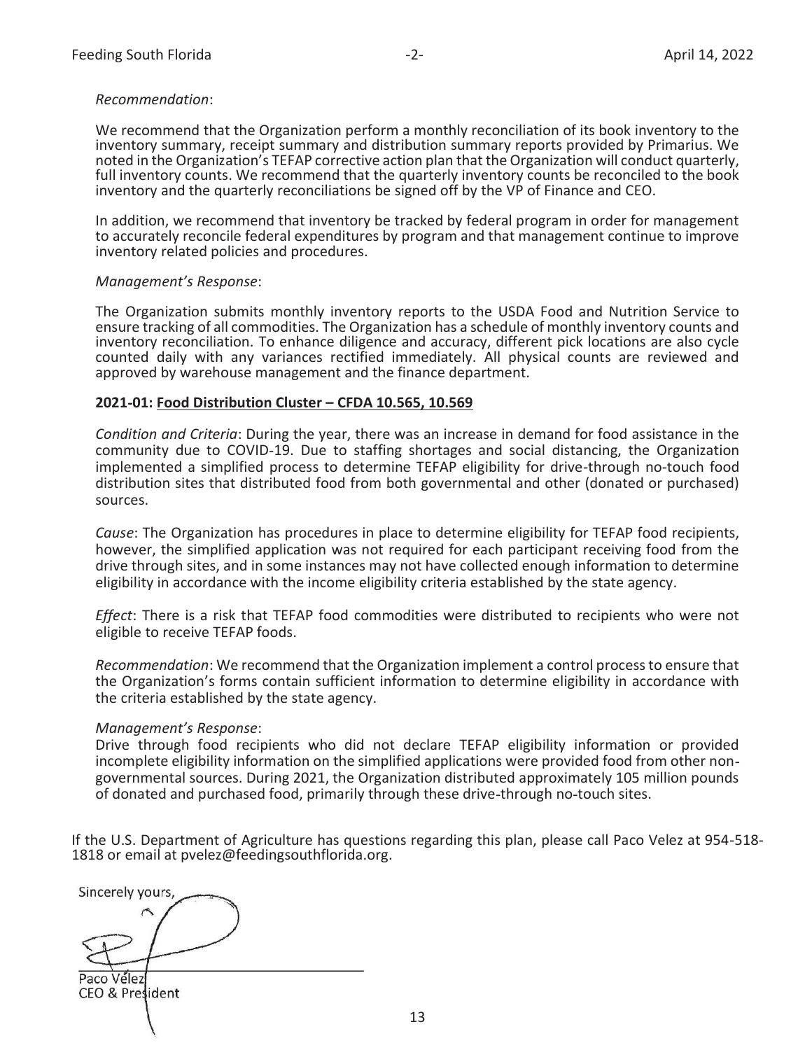*Recommendation*:

We recommend that the Organization perform a monthly reconciliation of its book inventory to the inventory summary, receipt summary and distribution summary reports provided by Primarius. We noted in the Organization's TEFAP corrective action plan that the Organization will conduct quarterly, full inventory counts. We recommend that the quarterly inventory counts be reconciled to the book inventory and the quarterly reconciliations be signed off by the VP of Finance and CEO.

In addition, we recommend that inventory be tracked by federal program in order for management to accurately reconcile federal expenditures by program and that management continue to improve inventory related policies and procedures.

*Management's Response*:

The Organization submits monthly inventory reports to the USDA Food and Nutrition Service to ensure tracking of all commodities. The Organization has a schedule of monthly inventory counts and inventory reconciliation. To enhance diligence and accuracy, different pick locations are also cycle counted daily with any variances rectified immediately. All physical counts are reviewed and approved by warehouse management and the finance department.

**2021-01: Food Distribution Cluster – CFDA 10.565, 10.569**

*Condition and Criteria*: During the year, there was an increase in demand for food assistance in the community due to COVID-19. Due to staffing shortages and social distancing, the Organization implemented a simplified process to determine TEFAP eligibility for drive-through no-touch food distribution sites that distributed food from both governmental and other (donated or purchased) sources.

*Cause*: The Organization has procedures in place to determine eligibility for TEFAP food recipients, however, the simplified application was not required for each participant receiving food from the drive through sites, and in some instances may not have collected enough information to determine eligibility in accordance with the income eligibility criteria established by the state agency.

*Effect*: There is a risk that TEFAP food commodities were distributed to recipients who were not eligible to receive TEFAP foods.

*Recommendation*: We recommend that the Organization implement a control process to ensure that the Organization's forms contain sufficient information to determine eligibility in accordance with the criteria established by the state agency.

*Management's Response*:
Drive through food recipients who did not declare TEFAP eligibility information or provided incomplete eligibility information on the simplified applications were provided food from other non-governmental sources. During 2021, the Organization distributed approximately 105 million pounds of donated and purchased food, primarily through these drive-through no-touch sites.

If the U.S. Department of Agriculture has questions regarding this plan, please call Paco Velez at 954-518-1818 or email at pvelez@feedingsouthflorida.org.

Sincerely yours,

Paco Vélez
CEO & President